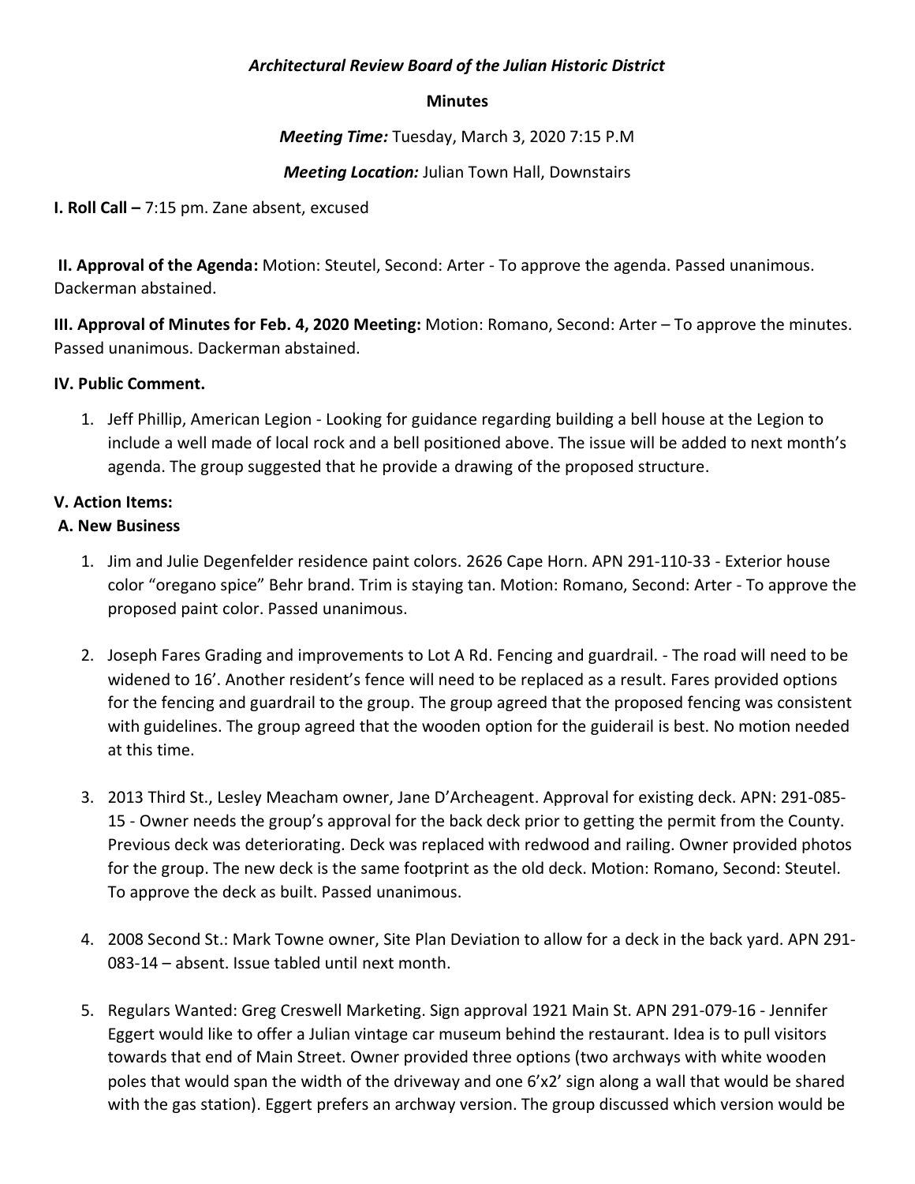***Architectural Review Board of the Julian Historic District***

**Minutes**

***Meeting Time:*** Tuesday, March 3, 2020 7:15 P.M

***Meeting Location:*** Julian Town Hall, Downstairs

**I. Roll Call –** 7:15 pm. Zane absent, excused

**II. Approval of the Agenda:** Motion: Steutel, Second: Arter - To approve the agenda. Passed unanimous. Dackerman abstained.

**III. Approval of Minutes for Feb. 4, 2020 Meeting:** Motion: Romano, Second: Arter – To approve the minutes. Passed unanimous. Dackerman abstained.

**IV. Public Comment.**

1. Jeff Phillip, American Legion - Looking for guidance regarding building a bell house at the Legion to include a well made of local rock and a bell positioned above. The issue will be added to next month's agenda. The group suggested that he provide a drawing of the proposed structure.

**V. Action Items:**

**A. New Business**

1. Jim and Julie Degenfelder residence paint colors. 2626 Cape Horn. APN 291-110-33 - Exterior house color "oregano spice" Behr brand. Trim is staying tan. Motion: Romano, Second: Arter - To approve the proposed paint color. Passed unanimous.

2. Joseph Fares Grading and improvements to Lot A Rd. Fencing and guardrail. - The road will need to be widened to 16'. Another resident's fence will need to be replaced as a result. Fares provided options for the fencing and guardrail to the group. The group agreed that the proposed fencing was consistent with guidelines. The group agreed that the wooden option for the guiderail is best. No motion needed at this time.

3. 2013 Third St., Lesley Meacham owner, Jane D'Archeagent. Approval for existing deck. APN: 291-085-15 - Owner needs the group's approval for the back deck prior to getting the permit from the County. Previous deck was deteriorating. Deck was replaced with redwood and railing. Owner provided photos for the group. The new deck is the same footprint as the old deck. Motion: Romano, Second: Steutel. To approve the deck as built. Passed unanimous.

4. 2008 Second St.: Mark Towne owner, Site Plan Deviation to allow for a deck in the back yard. APN 291-083-14 – absent. Issue tabled until next month.

5. Regulars Wanted: Greg Creswell Marketing. Sign approval 1921 Main St. APN 291-079-16 - Jennifer Eggert would like to offer a Julian vintage car museum behind the restaurant. Idea is to pull visitors towards that end of Main Street. Owner provided three options (two archways with white wooden poles that would span the width of the driveway and one 6'x2' sign along a wall that would be shared with the gas station). Eggert prefers an archway version. The group discussed which version would be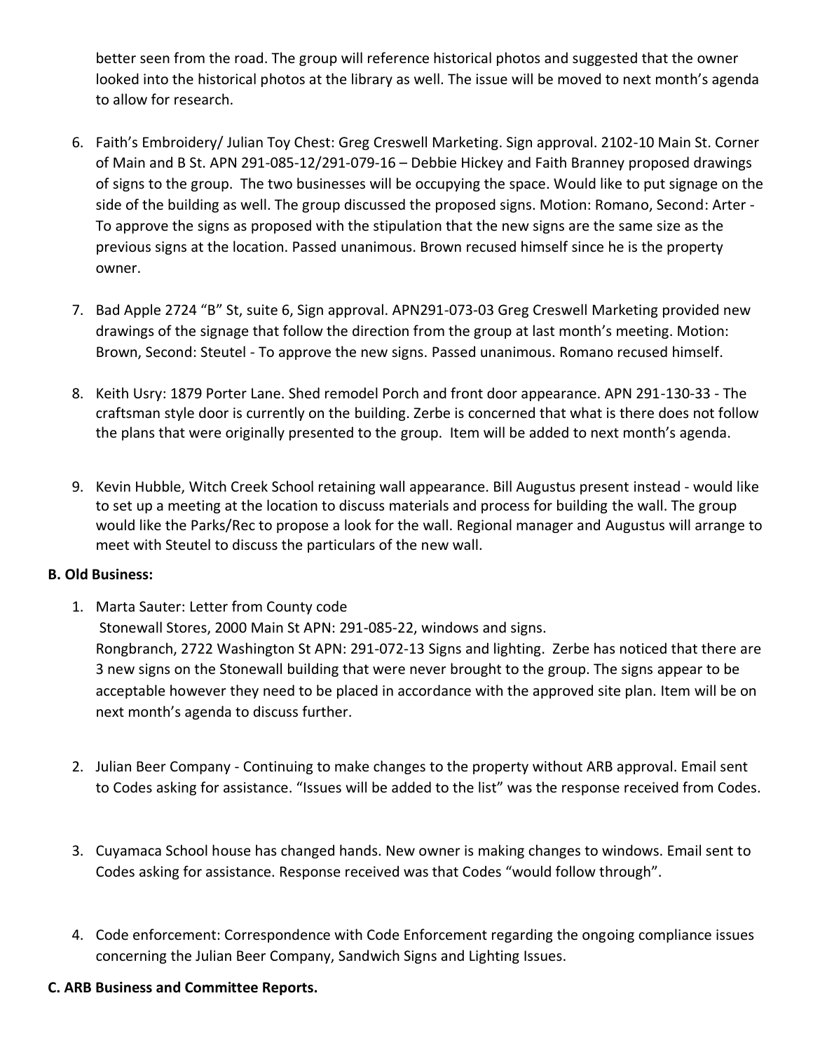better seen from the road. The group will reference historical photos and suggested that the owner looked into the historical photos at the library as well. The issue will be moved to next month's agenda to allow for research.

6. Faith's Embroidery/ Julian Toy Chest: Greg Creswell Marketing. Sign approval. 2102-10 Main St. Corner of Main and B St. APN 291-085-12/291-079-16 – Debbie Hickey and Faith Branney proposed drawings of signs to the group. The two businesses will be occupying the space. Would like to put signage on the side of the building as well. The group discussed the proposed signs. Motion: Romano, Second: Arter - To approve the signs as proposed with the stipulation that the new signs are the same size as the previous signs at the location. Passed unanimous. Brown recused himself since he is the property owner.

7. Bad Apple 2724 "B" St, suite 6, Sign approval. APN291-073-03 Greg Creswell Marketing provided new drawings of the signage that follow the direction from the group at last month's meeting. Motion: Brown, Second: Steutel - To approve the new signs. Passed unanimous. Romano recused himself.

8. Keith Usry: 1879 Porter Lane. Shed remodel Porch and front door appearance. APN 291-130-33 - The craftsman style door is currently on the building. Zerbe is concerned that what is there does not follow the plans that were originally presented to the group. Item will be added to next month's agenda.

9. Kevin Hubble, Witch Creek School retaining wall appearance. Bill Augustus present instead - would like to set up a meeting at the location to discuss materials and process for building the wall. The group would like the Parks/Rec to propose a look for the wall. Regional manager and Augustus will arrange to meet with Steutel to discuss the particulars of the new wall.

**B. Old Business:**

1. Marta Sauter: Letter from County code
   Stonewall Stores, 2000 Main St APN: 291-085-22, windows and signs.
   Rongbranch, 2722 Washington St APN: 291-072-13 Signs and lighting. Zerbe has noticed that there are 3 new signs on the Stonewall building that were never brought to the group. The signs appear to be acceptable however they need to be placed in accordance with the approved site plan. Item will be on next month's agenda to discuss further.

2. Julian Beer Company - Continuing to make changes to the property without ARB approval. Email sent to Codes asking for assistance. "Issues will be added to the list" was the response received from Codes.

3. Cuyamaca School house has changed hands. New owner is making changes to windows. Email sent to Codes asking for assistance. Response received was that Codes "would follow through".

4. Code enforcement: Correspondence with Code Enforcement regarding the ongoing compliance issues concerning the Julian Beer Company, Sandwich Signs and Lighting Issues.

**C. ARB Business and Committee Reports.**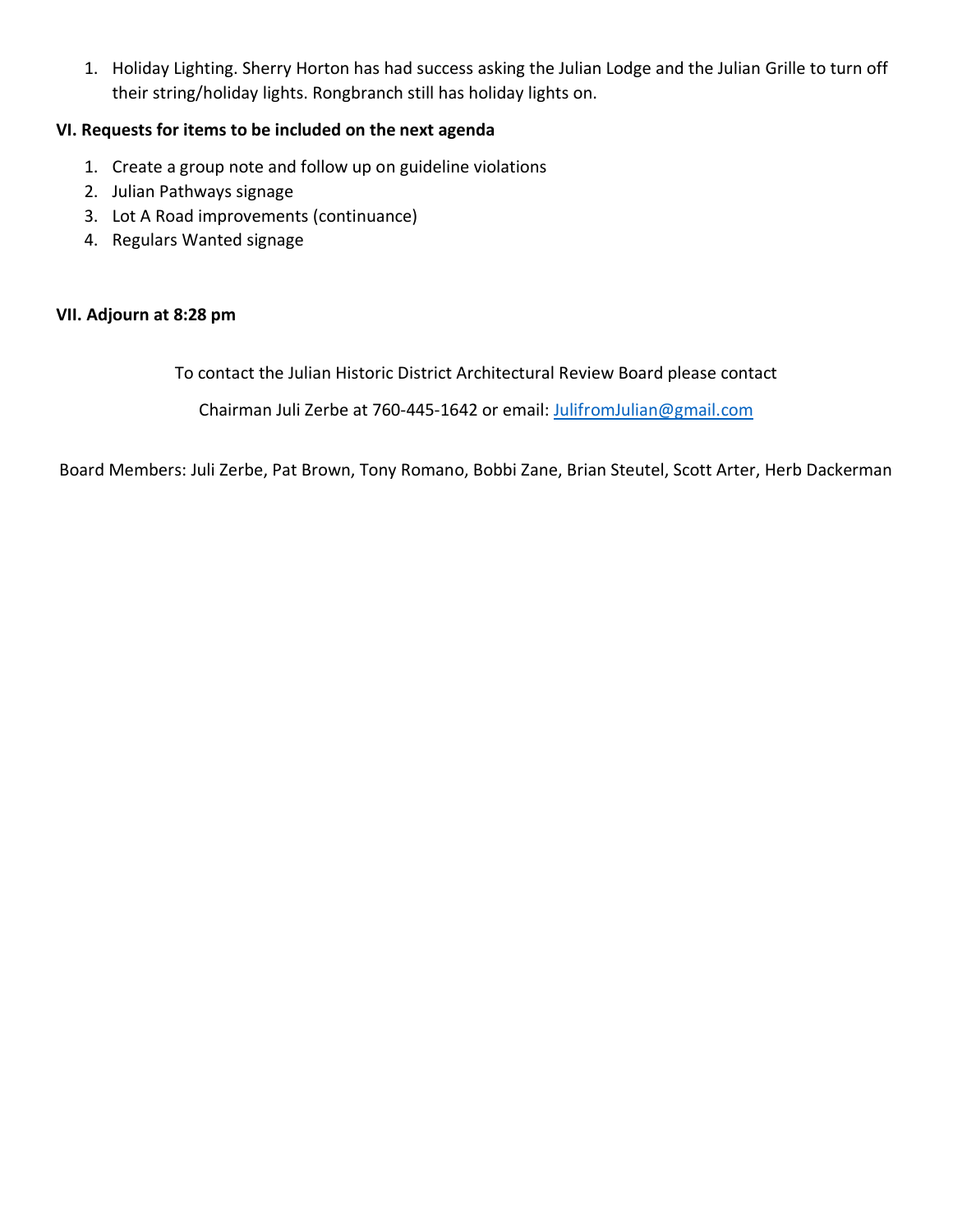1. Holiday Lighting. Sherry Horton has had success asking the Julian Lodge and the Julian Grille to turn off their string/holiday lights. Rongbranch still has holiday lights on.

**VI. Requests for items to be included on the next agenda**

1. Create a group note and follow up on guideline violations
2. Julian Pathways signage
3. Lot A Road improvements (continuance)
4. Regulars Wanted signage

**VII. Adjourn at 8:28 pm**

To contact the Julian Historic District Architectural Review Board please contact

Chairman Juli Zerbe at 760-445-1642 or email: JulifromJulian@gmail.com

Board Members: Juli Zerbe, Pat Brown, Tony Romano, Bobbi Zane, Brian Steutel, Scott Arter, Herb Dackerman